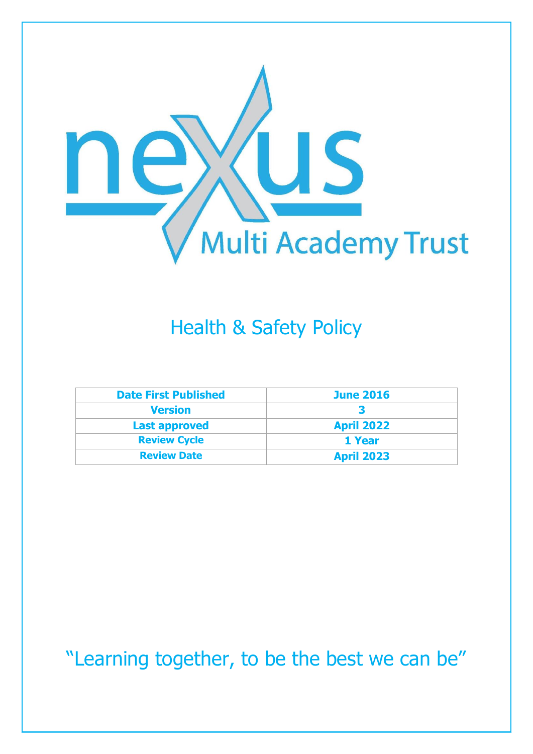nexus Multi Academy Trust

# Health & Safety Policy

| Date First Published | June 2016 |
|---|---|
| Version | 3 |
| Last approved | April 2022 |
| Review Cycle | 1 Year |
| Review Date | April 2023 |

"Learning together, to be the best we can be"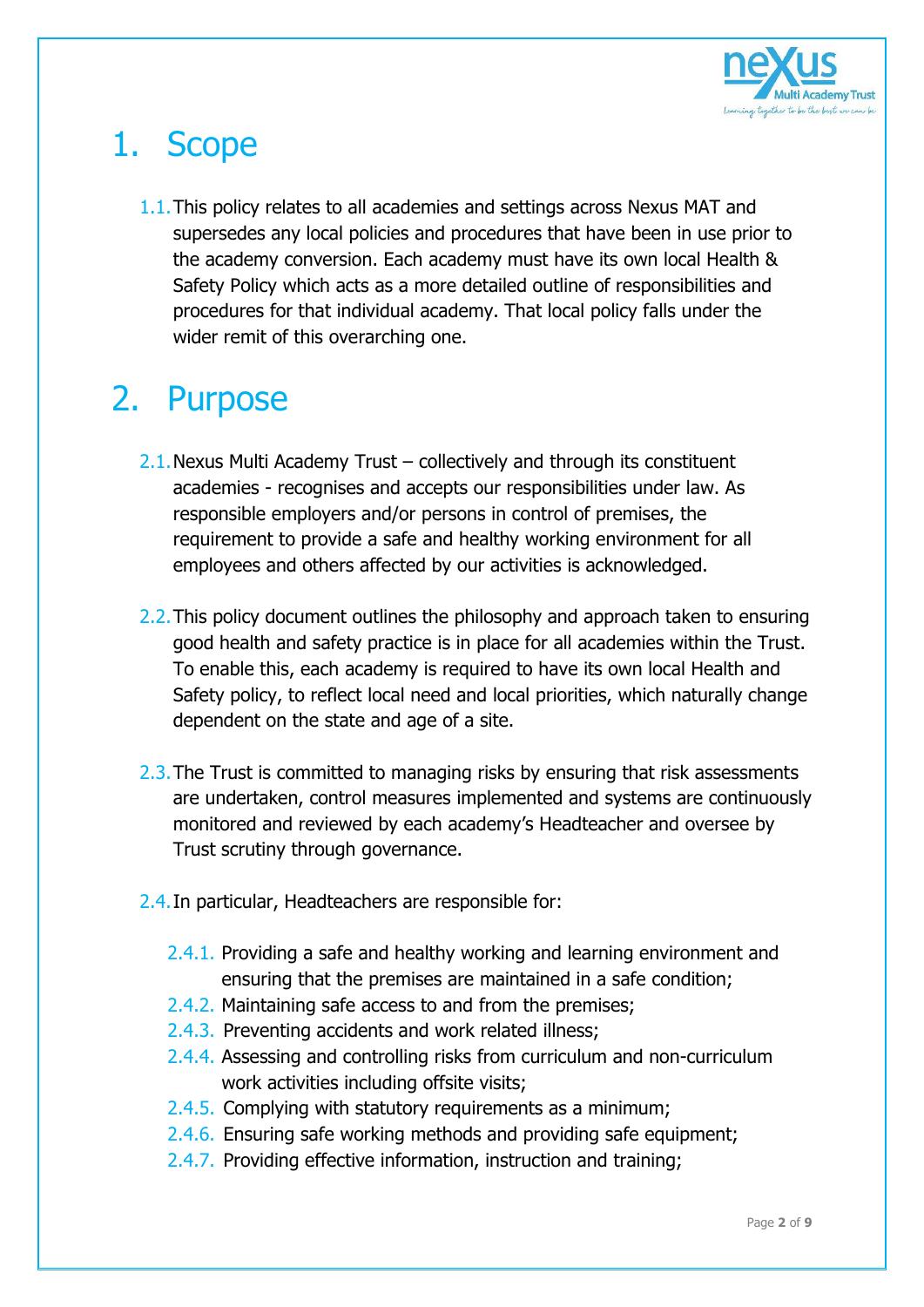# 1. Scope

1.1. This policy relates to all academies and settings across Nexus MAT and supersedes any local policies and procedures that have been in use prior to the academy conversion. Each academy must have its own local Health & Safety Policy which acts as a more detailed outline of responsibilities and procedures for that individual academy. That local policy falls under the wider remit of this overarching one.

# 2. Purpose

2.1. Nexus Multi Academy Trust – collectively and through its constituent academies - recognises and accepts our responsibilities under law. As responsible employers and/or persons in control of premises, the requirement to provide a safe and healthy working environment for all employees and others affected by our activities is acknowledged.

2.2. This policy document outlines the philosophy and approach taken to ensuring good health and safety practice is in place for all academies within the Trust. To enable this, each academy is required to have its own local Health and Safety policy, to reflect local need and local priorities, which naturally change dependent on the state and age of a site.

2.3. The Trust is committed to managing risks by ensuring that risk assessments are undertaken, control measures implemented and systems are continuously monitored and reviewed by each academy's Headteacher and oversee by Trust scrutiny through governance.

2.4. In particular, Headteachers are responsible for:

- 2.4.1. Providing a safe and healthy working and learning environment and ensuring that the premises are maintained in a safe condition;
- 2.4.2. Maintaining safe access to and from the premises;
- 2.4.3. Preventing accidents and work related illness;
- 2.4.4. Assessing and controlling risks from curriculum and non-curriculum work activities including offsite visits;
- 2.4.5. Complying with statutory requirements as a minimum;
- 2.4.6. Ensuring safe working methods and providing safe equipment;
- 2.4.7. Providing effective information, instruction and training;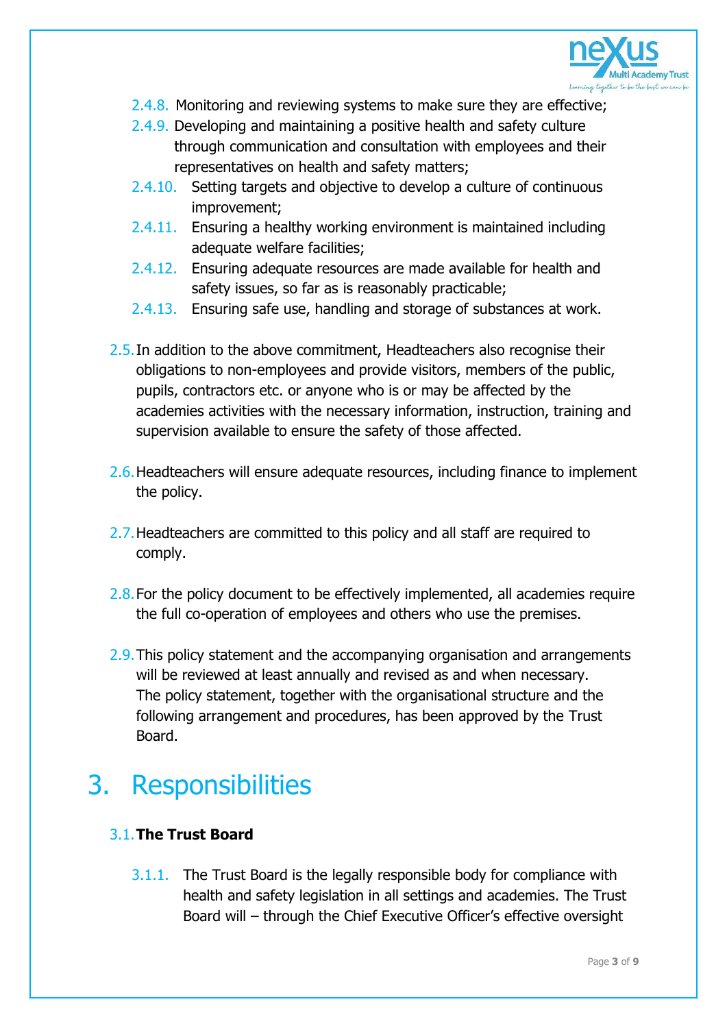2.4.8. Monitoring and reviewing systems to make sure they are effective;

2.4.9. Developing and maintaining a positive health and safety culture through communication and consultation with employees and their representatives on health and safety matters;

2.4.10. Setting targets and objective to develop a culture of continuous improvement;

2.4.11. Ensuring a healthy working environment is maintained including adequate welfare facilities;

2.4.12. Ensuring adequate resources are made available for health and safety issues, so far as is reasonably practicable;

2.4.13. Ensuring safe use, handling and storage of substances at work.

2.5. In addition to the above commitment, Headteachers also recognise their obligations to non-employees and provide visitors, members of the public, pupils, contractors etc. or anyone who is or may be affected by the academies activities with the necessary information, instruction, training and supervision available to ensure the safety of those affected.

2.6. Headteachers will ensure adequate resources, including finance to implement the policy.

2.7. Headteachers are committed to this policy and all staff are required to comply.

2.8. For the policy document to be effectively implemented, all academies require the full co-operation of employees and others who use the premises.

2.9. This policy statement and the accompanying organisation and arrangements will be reviewed at least annually and revised as and when necessary. The policy statement, together with the organisational structure and the following arrangement and procedures, has been approved by the Trust Board.

# 3. Responsibilities

## 3.1. The Trust Board

3.1.1. The Trust Board is the legally responsible body for compliance with health and safety legislation in all settings and academies. The Trust Board will – through the Chief Executive Officer's effective oversight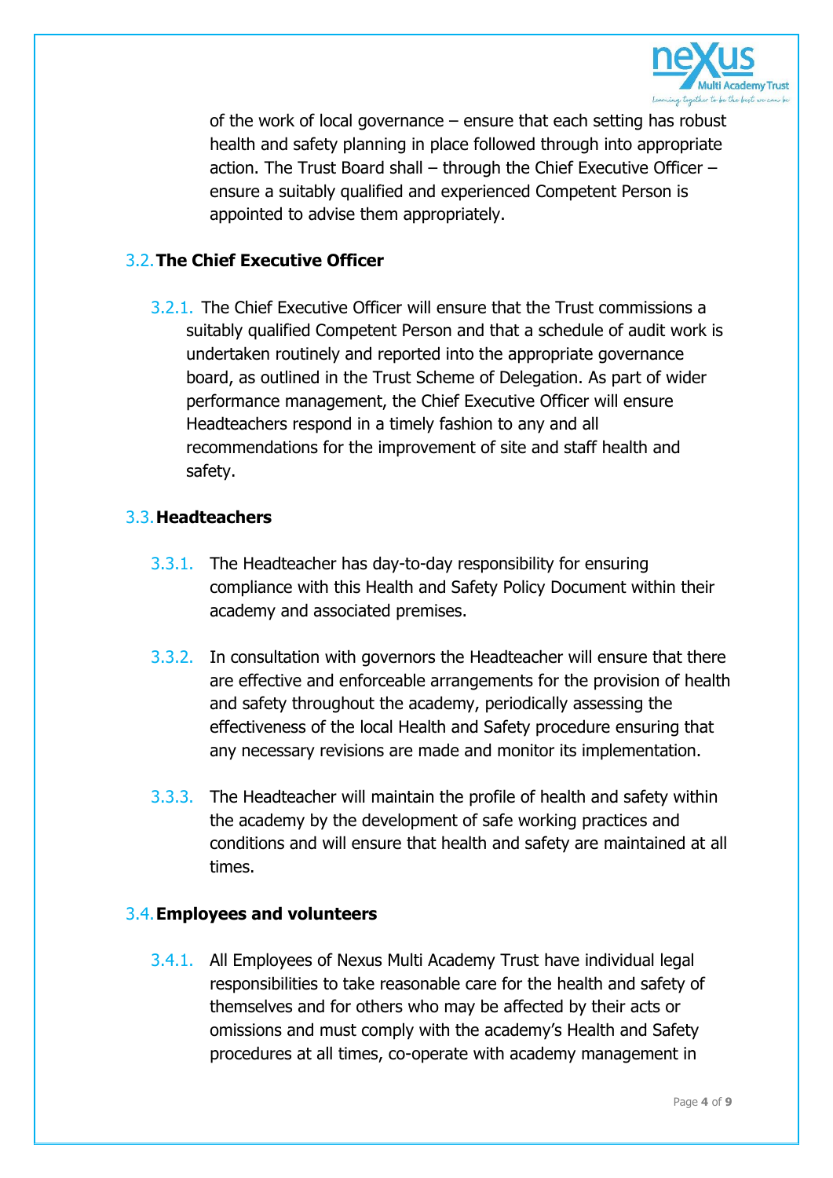of the work of local governance – ensure that each setting has robust health and safety planning in place followed through into appropriate action. The Trust Board shall – through the Chief Executive Officer – ensure a suitably qualified and experienced Competent Person is appointed to advise them appropriately.

### 3.2. The Chief Executive Officer

3.2.1. The Chief Executive Officer will ensure that the Trust commissions a suitably qualified Competent Person and that a schedule of audit work is undertaken routinely and reported into the appropriate governance board, as outlined in the Trust Scheme of Delegation. As part of wider performance management, the Chief Executive Officer will ensure Headteachers respond in a timely fashion to any and all recommendations for the improvement of site and staff health and safety.

### 3.3. Headteachers

3.3.1. The Headteacher has day-to-day responsibility for ensuring compliance with this Health and Safety Policy Document within their academy and associated premises.

3.3.2. In consultation with governors the Headteacher will ensure that there are effective and enforceable arrangements for the provision of health and safety throughout the academy, periodically assessing the effectiveness of the local Health and Safety procedure ensuring that any necessary revisions are made and monitor its implementation.

3.3.3. The Headteacher will maintain the profile of health and safety within the academy by the development of safe working practices and conditions and will ensure that health and safety are maintained at all times.

### 3.4. Employees and volunteers

3.4.1. All Employees of Nexus Multi Academy Trust have individual legal responsibilities to take reasonable care for the health and safety of themselves and for others who may be affected by their acts or omissions and must comply with the academy's Health and Safety procedures at all times, co-operate with academy management in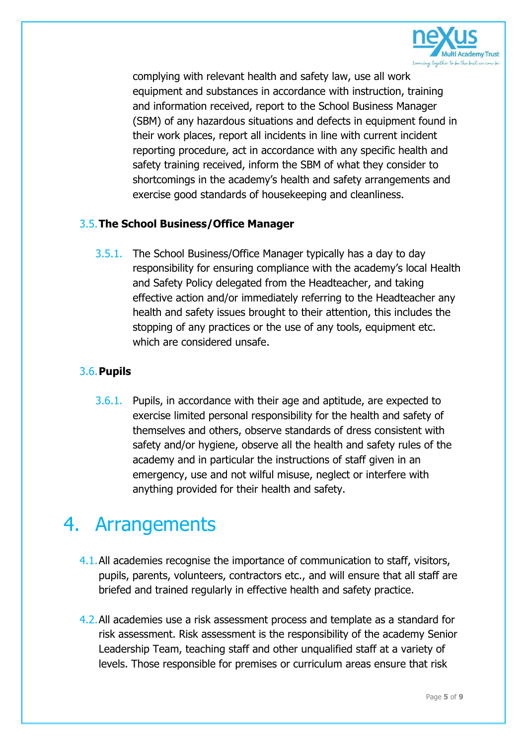complying with relevant health and safety law, use all work equipment and substances in accordance with instruction, training and information received, report to the School Business Manager (SBM) of any hazardous situations and defects in equipment found in their work places, report all incidents in line with current incident reporting procedure, act in accordance with any specific health and safety training received, inform the SBM of what they consider to shortcomings in the academy's health and safety arrangements and exercise good standards of housekeeping and cleanliness.

### 3.5. The School Business/Office Manager

3.5.1. The School Business/Office Manager typically has a day to day responsibility for ensuring compliance with the academy's local Health and Safety Policy delegated from the Headteacher, and taking effective action and/or immediately referring to the Headteacher any health and safety issues brought to their attention, this includes the stopping of any practices or the use of any tools, equipment etc. which are considered unsafe.

### 3.6. Pupils

3.6.1. Pupils, in accordance with their age and aptitude, are expected to exercise limited personal responsibility for the health and safety of themselves and others, observe standards of dress consistent with safety and/or hygiene, observe all the health and safety rules of the academy and in particular the instructions of staff given in an emergency, use and not wilful misuse, neglect or interfere with anything provided for their health and safety.

# 4. Arrangements

4.1. All academies recognise the importance of communication to staff, visitors, pupils, parents, volunteers, contractors etc., and will ensure that all staff are briefed and trained regularly in effective health and safety practice.

4.2. All academies use a risk assessment process and template as a standard for risk assessment. Risk assessment is the responsibility of the academy Senior Leadership Team, teaching staff and other unqualified staff at a variety of levels. Those responsible for premises or curriculum areas ensure that risk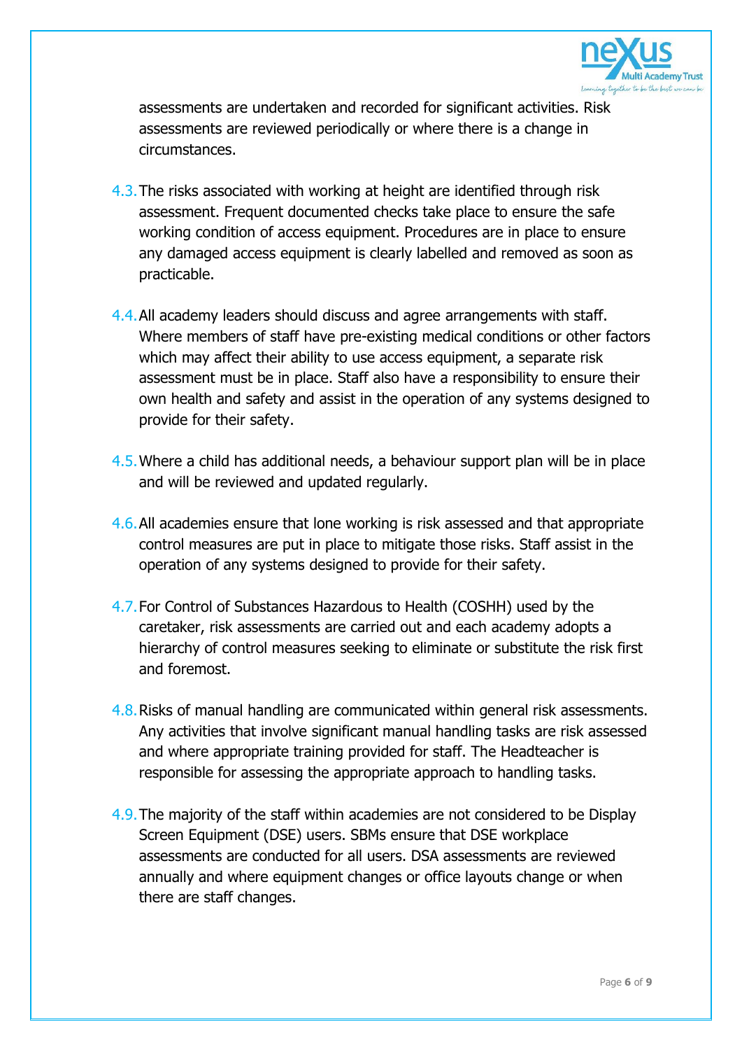assessments are undertaken and recorded for significant activities. Risk assessments are reviewed periodically or where there is a change in circumstances.

4.3. The risks associated with working at height are identified through risk assessment. Frequent documented checks take place to ensure the safe working condition of access equipment. Procedures are in place to ensure any damaged access equipment is clearly labelled and removed as soon as practicable.

4.4. All academy leaders should discuss and agree arrangements with staff. Where members of staff have pre-existing medical conditions or other factors which may affect their ability to use access equipment, a separate risk assessment must be in place. Staff also have a responsibility to ensure their own health and safety and assist in the operation of any systems designed to provide for their safety.

4.5. Where a child has additional needs, a behaviour support plan will be in place and will be reviewed and updated regularly.

4.6. All academies ensure that lone working is risk assessed and that appropriate control measures are put in place to mitigate those risks. Staff assist in the operation of any systems designed to provide for their safety.

4.7. For Control of Substances Hazardous to Health (COSHH) used by the caretaker, risk assessments are carried out and each academy adopts a hierarchy of control measures seeking to eliminate or substitute the risk first and foremost.

4.8. Risks of manual handling are communicated within general risk assessments. Any activities that involve significant manual handling tasks are risk assessed and where appropriate training provided for staff. The Headteacher is responsible for assessing the appropriate approach to handling tasks.

4.9. The majority of the staff within academies are not considered to be Display Screen Equipment (DSE) users. SBMs ensure that DSE workplace assessments are conducted for all users. DSA assessments are reviewed annually and where equipment changes or office layouts change or when there are staff changes.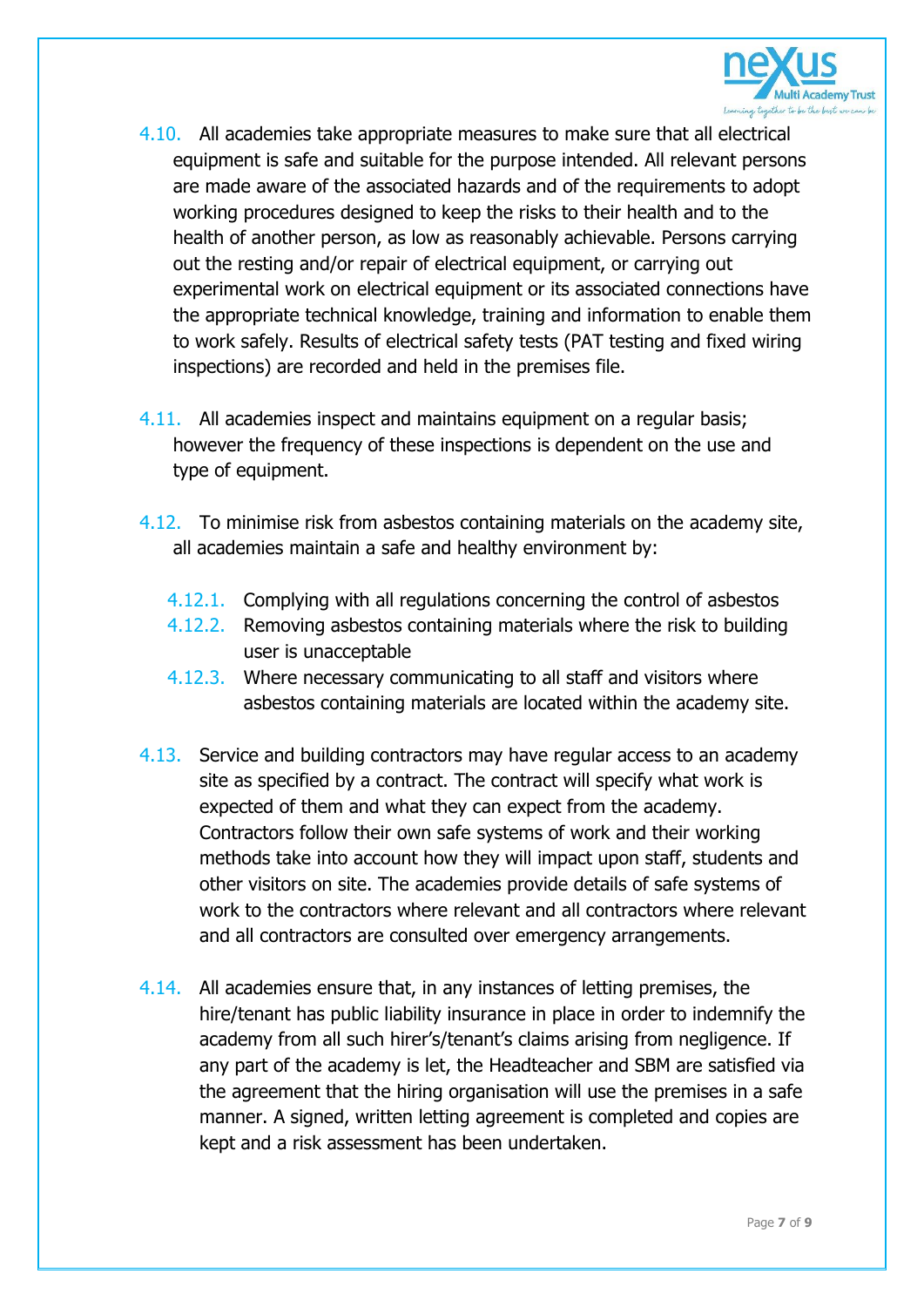4.10. All academies take appropriate measures to make sure that all electrical equipment is safe and suitable for the purpose intended. All relevant persons are made aware of the associated hazards and of the requirements to adopt working procedures designed to keep the risks to their health and to the health of another person, as low as reasonably achievable. Persons carrying out the resting and/or repair of electrical equipment, or carrying out experimental work on electrical equipment or its associated connections have the appropriate technical knowledge, training and information to enable them to work safely. Results of electrical safety tests (PAT testing and fixed wiring inspections) are recorded and held in the premises file.

4.11. All academies inspect and maintains equipment on a regular basis; however the frequency of these inspections is dependent on the use and type of equipment.

4.12. To minimise risk from asbestos containing materials on the academy site, all academies maintain a safe and healthy environment by:

- 4.12.1. Complying with all regulations concerning the control of asbestos
- 4.12.2. Removing asbestos containing materials where the risk to building user is unacceptable
- 4.12.3. Where necessary communicating to all staff and visitors where asbestos containing materials are located within the academy site.

4.13. Service and building contractors may have regular access to an academy site as specified by a contract. The contract will specify what work is expected of them and what they can expect from the academy. Contractors follow their own safe systems of work and their working methods take into account how they will impact upon staff, students and other visitors on site. The academies provide details of safe systems of work to the contractors where relevant and all contractors where relevant and all contractors are consulted over emergency arrangements.

4.14. All academies ensure that, in any instances of letting premises, the hire/tenant has public liability insurance in place in order to indemnify the academy from all such hirer's/tenant's claims arising from negligence. If any part of the academy is let, the Headteacher and SBM are satisfied via the agreement that the hiring organisation will use the premises in a safe manner. A signed, written letting agreement is completed and copies are kept and a risk assessment has been undertaken.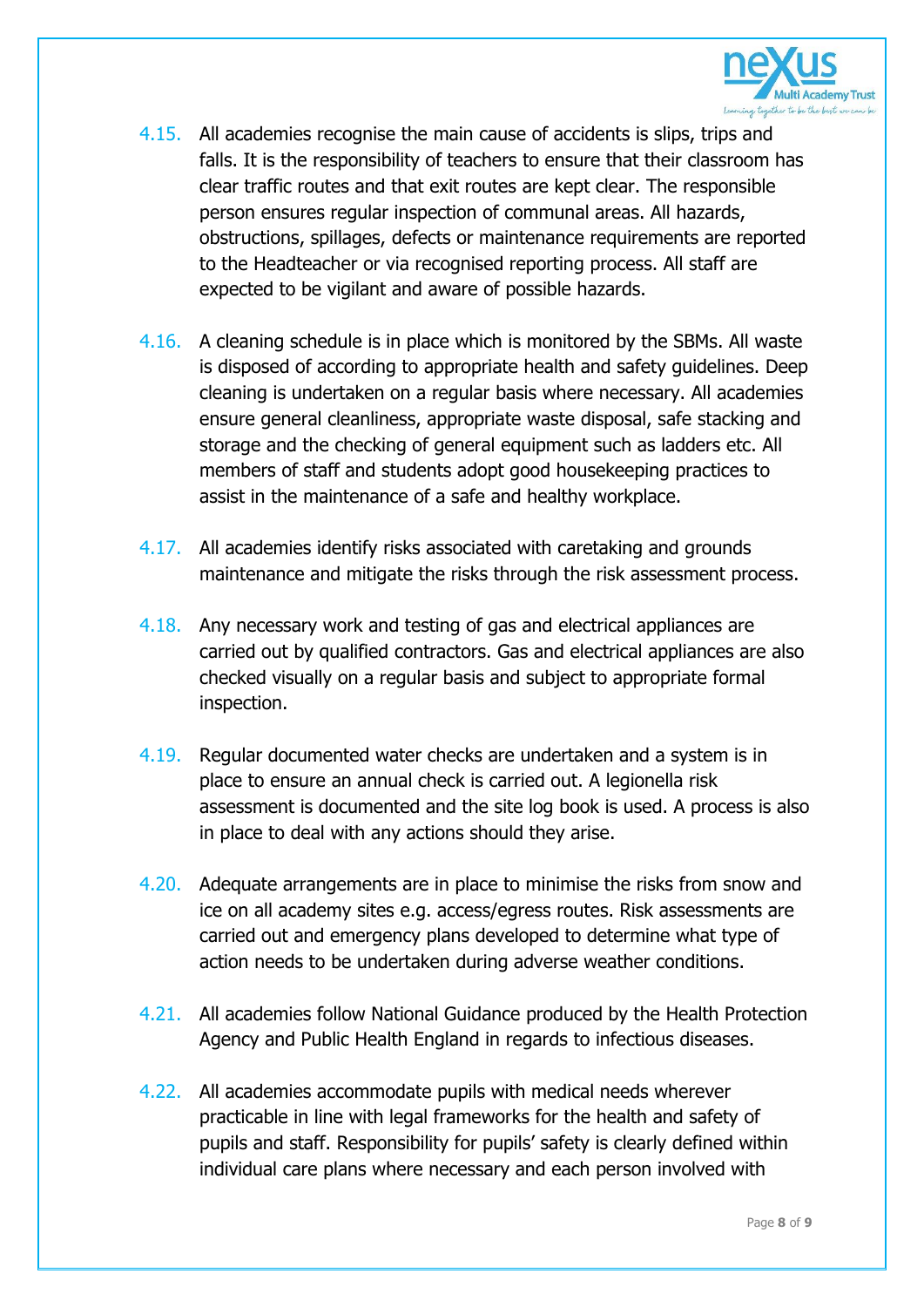4.15. All academies recognise the main cause of accidents is slips, trips and falls. It is the responsibility of teachers to ensure that their classroom has clear traffic routes and that exit routes are kept clear. The responsible person ensures regular inspection of communal areas. All hazards, obstructions, spillages, defects or maintenance requirements are reported to the Headteacher or via recognised reporting process. All staff are expected to be vigilant and aware of possible hazards.

4.16. A cleaning schedule is in place which is monitored by the SBMs. All waste is disposed of according to appropriate health and safety guidelines. Deep cleaning is undertaken on a regular basis where necessary. All academies ensure general cleanliness, appropriate waste disposal, safe stacking and storage and the checking of general equipment such as ladders etc. All members of staff and students adopt good housekeeping practices to assist in the maintenance of a safe and healthy workplace.

4.17. All academies identify risks associated with caretaking and grounds maintenance and mitigate the risks through the risk assessment process.

4.18. Any necessary work and testing of gas and electrical appliances are carried out by qualified contractors. Gas and electrical appliances are also checked visually on a regular basis and subject to appropriate formal inspection.

4.19. Regular documented water checks are undertaken and a system is in place to ensure an annual check is carried out. A legionella risk assessment is documented and the site log book is used. A process is also in place to deal with any actions should they arise.

4.20. Adequate arrangements are in place to minimise the risks from snow and ice on all academy sites e.g. access/egress routes. Risk assessments are carried out and emergency plans developed to determine what type of action needs to be undertaken during adverse weather conditions.

4.21. All academies follow National Guidance produced by the Health Protection Agency and Public Health England in regards to infectious diseases.

4.22. All academies accommodate pupils with medical needs wherever practicable in line with legal frameworks for the health and safety of pupils and staff. Responsibility for pupils' safety is clearly defined within individual care plans where necessary and each person involved with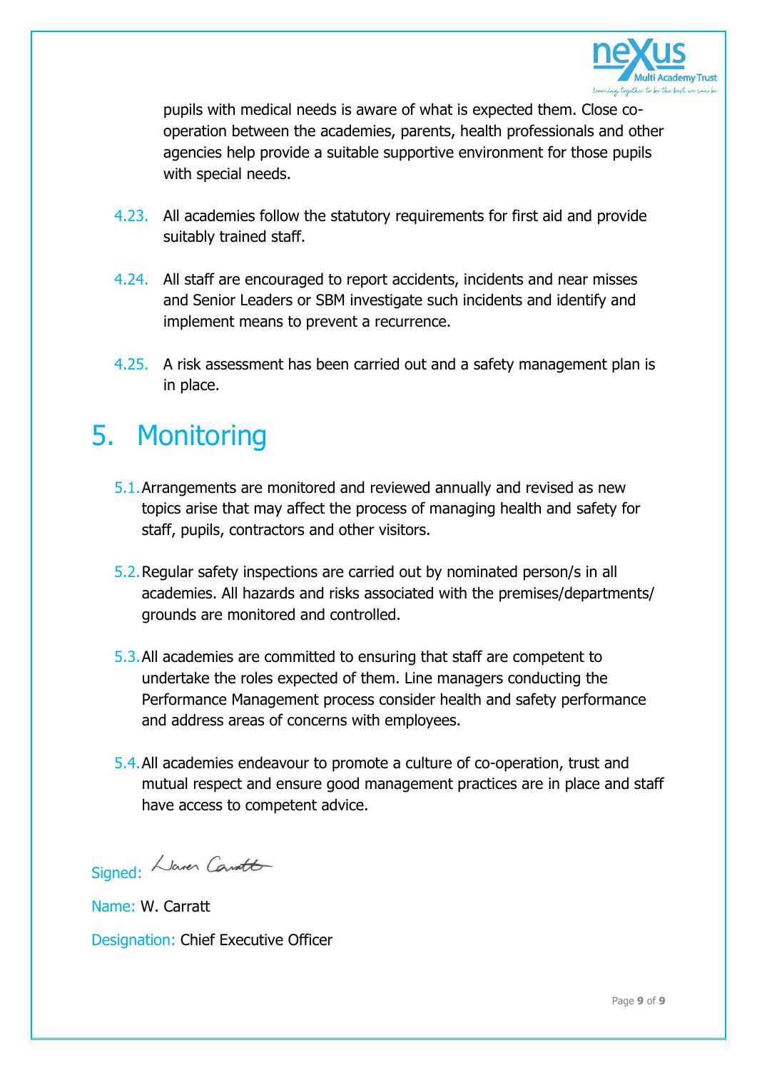pupils with medical needs is aware of what is expected them. Close co-operation between the academies, parents, health professionals and other agencies help provide a suitable supportive environment for those pupils with special needs.

4.23. All academies follow the statutory requirements for first aid and provide suitably trained staff.

4.24. All staff are encouraged to report accidents, incidents and near misses and Senior Leaders or SBM investigate such incidents and identify and implement means to prevent a recurrence.

4.25. A risk assessment has been carried out and a safety management plan is in place.

# 5. Monitoring

5.1. Arrangements are monitored and reviewed annually and revised as new topics arise that may affect the process of managing health and safety for staff, pupils, contractors and other visitors.

5.2. Regular safety inspections are carried out by nominated person/s in all academies. All hazards and risks associated with the premises/departments/ grounds are monitored and controlled.

5.3. All academies are committed to ensuring that staff are competent to undertake the roles expected of them. Line managers conducting the Performance Management process consider health and safety performance and address areas of concerns with employees.

5.4. All academies endeavour to promote a culture of co-operation, trust and mutual respect and ensure good management practices are in place and staff have access to competent advice.

Signed: Waren Carratt

Name: W. Carratt

Designation: Chief Executive Officer